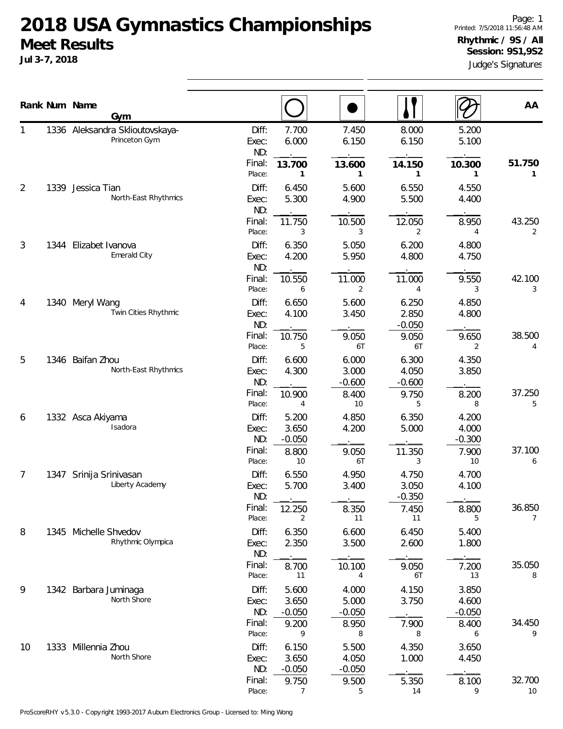# 2018 USA Gymnastics Championships

## Meet Results

**Jul 3-7, 2018**

Printed: 7/5/2018 11:56:48 AM

**Rhythmic / 9S / All**
**Session: 9S1,9S2**

Judge's Signatures

| Rank | Num | Name / Gym | | Hoop | Ball | Clubs | Ribbon | AA |
|---|---|---|---|---|---|---|---|---|
| 1 | 1336 | Aleksandra Sklioutovskaya- / Princeton Gym | Diff: | 7.700 | 7.450 | 8.000 | 5.200 | |
| | | | Exec: | 6.000 | 6.150 | 6.150 | 5.100 | |
| | | | ND: | . | . | . | . | |
| | | | Final: | **13.700** | **13.600** | **14.150** | **10.300** | **51.750** |
| | | | Place: | 1 | 1 | 1 | 1 | 1 |
| 2 | 1339 | Jessica Tian / North-East Rhythmics | Diff: | 6.450 | 5.600 | 6.550 | 4.550 | |
| | | | Exec: | 5.300 | 4.900 | 5.500 | 4.400 | |
| | | | ND: | . | . | . | . | |
| | | | Final: | 11.750 | 10.500 | 12.050 | 8.950 | 43.250 |
| | | | Place: | 3 | 3 | 2 | 4 | 2 |
| 3 | 1344 | Elizabet Ivanova / Emerald City | Diff: | 6.350 | 5.050 | 6.200 | 4.800 | |
| | | | Exec: | 4.200 | 5.950 | 4.800 | 4.750 | |
| | | | ND: | . | . | . | . | |
| | | | Final: | 10.550 | 11.000 | 11.000 | 9.550 | 42.100 |
| | | | Place: | 6 | 2 | 4 | 3 | 3 |
| 4 | 1340 | Meryl Wang / Twin Cities Rhythmic | Diff: | 6.650 | 5.600 | 6.250 | 4.850 | |
| | | | Exec: | 4.100 | 3.450 | 2.850 | 4.800 | |
| | | | ND: | . | . | -0.050 | . | |
| | | | Final: | 10.750 | 9.050 | 9.050 | 9.650 | 38.500 |
| | | | Place: | 5 | 6T | 6T | 2 | 4 |
| 5 | 1346 | Baifan Zhou / North-East Rhythmics | Diff: | 6.600 | 6.000 | 6.300 | 4.350 | |
| | | | Exec: | 4.300 | 3.000 | 4.050 | 3.850 | |
| | | | ND: | . | -0.600 | -0.600 | . | |
| | | | Final: | 10.900 | 8.400 | 9.750 | 8.200 | 37.250 |
| | | | Place: | 4 | 10 | 5 | 8 | 5 |
| 6 | 1332 | Asca Akiyama / Isadora | Diff: | 5.200 | 4.850 | 6.350 | 4.200 | |
| | | | Exec: | 3.650 | 4.200 | 5.000 | 4.000 | |
| | | | ND: | -0.050 | . | . | -0.300 | |
| | | | Final: | 8.800 | 9.050 | 11.350 | 7.900 | 37.100 |
| | | | Place: | 10 | 6T | 3 | 10 | 6 |
| 7 | 1347 | Srinija Srinivasan / Liberty Academy | Diff: | 6.550 | 4.950 | 4.750 | 4.700 | |
| | | | Exec: | 5.700 | 3.400 | 3.050 | 4.100 | |
| | | | ND: | . | . | -0.350 | . | |
| | | | Final: | 12.250 | 8.350 | 7.450 | 8.800 | 36.850 |
| | | | Place: | 2 | 11 | 11 | 5 | 7 |
| 8 | 1345 | Michelle Shvedov / Rhythmic Olympica | Diff: | 6.350 | 6.600 | 6.450 | 5.400 | |
| | | | Exec: | 2.350 | 3.500 | 2.600 | 1.800 | |
| | | | ND: | . | . | . | . | |
| | | | Final: | 8.700 | 10.100 | 9.050 | 7.200 | 35.050 |
| | | | Place: | 11 | 4 | 6T | 13 | 8 |
| 9 | 1342 | Barbara Juminaga / North Shore | Diff: | 5.600 | 4.000 | 4.150 | 3.850 | |
| | | | Exec: | 3.650 | 5.000 | 3.750 | 4.600 | |
| | | | ND: | -0.050 | -0.050 | . | -0.050 | |
| | | | Final: | 9.200 | 8.950 | 7.900 | 8.400 | 34.450 |
| | | | Place: | 9 | 8 | 8 | 6 | 9 |
| 10 | 1333 | Millennia Zhou / North Shore | Diff: | 6.150 | 5.500 | 4.350 | 3.650 | |
| | | | Exec: | 3.650 | 4.050 | 1.000 | 4.450 | |
| | | | ND: | -0.050 | -0.050 | . | . | |
| | | | Final: | 9.750 | 9.500 | 5.350 | 8.100 | 32.700 |
| | | | Place: | 7 | 5 | 14 | 9 | 10 |

ProScoreRHY v5.3.0 - Copyright 1993-2017 Auburn Electronics Group - Licensed to: Ming Wong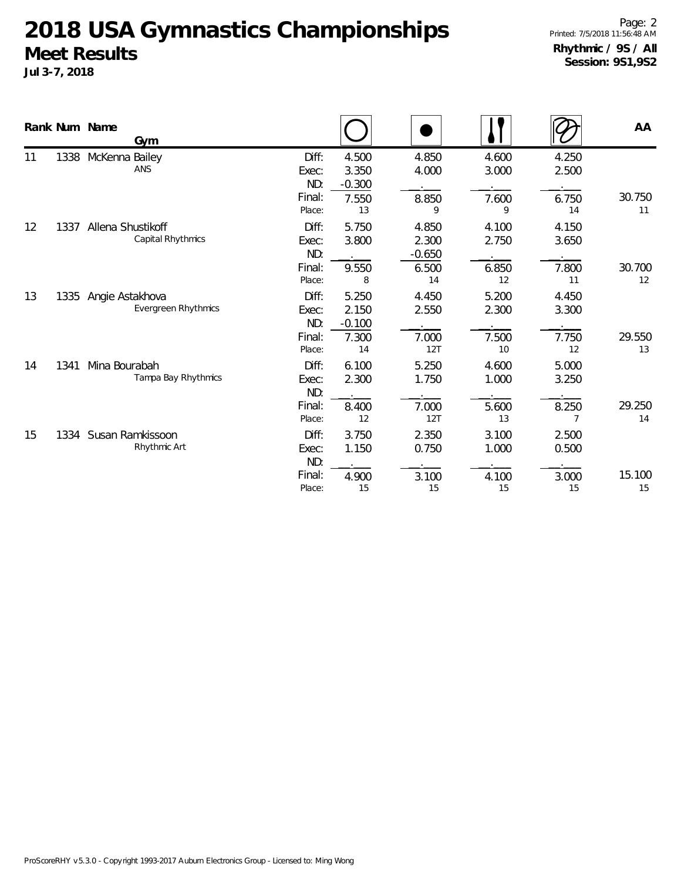# 2018 USA Gymnastics Championships

## Meet Results

**Jul 3-7, 2018**

**Rhythmic / 9S / All**
**Session: 9S1,9S2**

| Rank | Num | Name / Gym | | Hoop | Ball | Clubs | Ribbon | AA |
|---|---|---|---|---|---|---|---|---|
| 11 | 1338 | McKenna Bailey<br>ANS | Diff: | 4.500 | 4.850 | 4.600 | 4.250 | |
| | | | Exec: | 3.350 | 4.000 | 3.000 | 2.500 | |
| | | | ND: | -0.300 | . | . | . | |
| | | | Final: | 7.550 | 8.850 | 7.600 | 6.750 | 30.750 |
| | | | Place: | 13 | 9 | 9 | 14 | 11 |
| 12 | 1337 | Allena Shustikoff<br>Capital Rhythmics | Diff: | 5.750 | 4.850 | 4.100 | 4.150 | |
| | | | Exec: | 3.800 | 2.300 | 2.750 | 3.650 | |
| | | | ND: | . | -0.650 | . | . | |
| | | | Final: | 9.550 | 6.500 | 6.850 | 7.800 | 30.700 |
| | | | Place: | 8 | 14 | 12 | 11 | 12 |
| 13 | 1335 | Angie Astakhova<br>Evergreen Rhythmics | Diff: | 5.250 | 4.450 | 5.200 | 4.450 | |
| | | | Exec: | 2.150 | 2.550 | 2.300 | 3.300 | |
| | | | ND: | -0.100 | . | . | . | |
| | | | Final: | 7.300 | 7.000 | 7.500 | 7.750 | 29.550 |
| | | | Place: | 14 | 12T | 10 | 12 | 13 |
| 14 | 1341 | Mina Bourabah<br>Tampa Bay Rhythmics | Diff: | 6.100 | 5.250 | 4.600 | 5.000 | |
| | | | Exec: | 2.300 | 1.750 | 1.000 | 3.250 | |
| | | | ND: | . | . | . | . | |
| | | | Final: | 8.400 | 7.000 | 5.600 | 8.250 | 29.250 |
| | | | Place: | 12 | 12T | 13 | 7 | 14 |
| 15 | 1334 | Susan Ramkissoon<br>Rhythmic Art | Diff: | 3.750 | 2.350 | 3.100 | 2.500 | |
| | | | Exec: | 1.150 | 0.750 | 1.000 | 0.500 | |
| | | | ND: | . | . | . | . | |
| | | | Final: | 4.900 | 3.100 | 4.100 | 3.000 | 15.100 |
| | | | Place: | 15 | 15 | 15 | 15 | 15 |

ProScoreRHY v5.3.0 - Copyright 1993-2017 Auburn Electronics Group - Licensed to: Ming Wong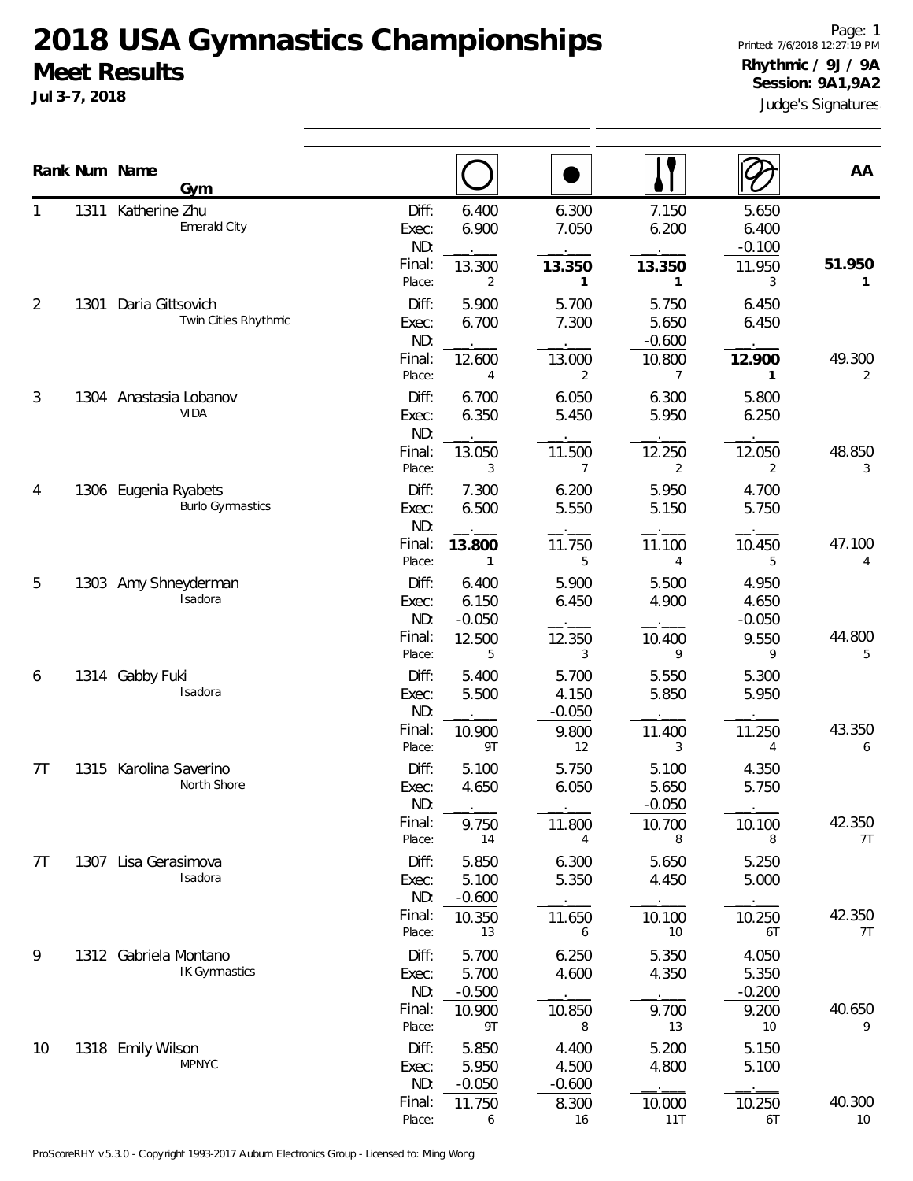# 2018 USA Gymnastics Championships

## Meet Results

**Jul 3-7, 2018**

Printed: 7/6/2018 12:27:19 PM

**Rhythmic / 9J / 9A**

**Session: 9A1,9A2**

Judge's Signatures

| Rank | Num | Name / Gym | | Hoop | Ball | Clubs | Ribbon | AA |
|---|---|---|---|---|---|---|---|---|
| 1 | 1311 | Katherine Zhu<br>Emerald City | Diff: | 6.400 | 6.300 | 7.150 | 5.650 | |
| | | | Exec: | 6.900 | 7.050 | 6.200 | 6.400 | |
| | | | ND: | | | | -0.100 | |
| | | | Final: | 13.300 | **13.350** | **13.350** | 11.950 | **51.950** |
| | | | Place: | 2 | **1** | **1** | 3 | **1** |
| 2 | 1301 | Daria Gittsovich<br>Twin Cities Rhythmic | Diff: | 5.900 | 5.700 | 5.750 | 6.450 | |
| | | | Exec: | 6.700 | 7.300 | 5.650 | 6.450 | |
| | | | ND: | | | -0.600 | | |
| | | | Final: | 12.600 | 13.000 | 10.800 | **12.900** | 49.300 |
| | | | Place: | 4 | 2 | 7 | **1** | 2 |
| 3 | 1304 | Anastasia Lobanov<br>VIDA | Diff: | 6.700 | 6.050 | 6.300 | 5.800 | |
| | | | Exec: | 6.350 | 5.450 | 5.950 | 6.250 | |
| | | | ND: | | | | | |
| | | | Final: | 13.050 | 11.500 | 12.250 | 12.050 | 48.850 |
| | | | Place: | 3 | 7 | 2 | 2 | 3 |
| 4 | 1306 | Eugenia Ryabets<br>Burlo Gymnastics | Diff: | 7.300 | 6.200 | 5.950 | 4.700 | |
| | | | Exec: | 6.500 | 5.550 | 5.150 | 5.750 | |
| | | | ND: | | | | | |
| | | | Final: | **13.800** | 11.750 | 11.100 | 10.450 | 47.100 |
| | | | Place: | **1** | 5 | 4 | 5 | 4 |
| 5 | 1303 | Amy Shneyderman<br>Isadora | Diff: | 6.400 | 5.900 | 5.500 | 4.950 | |
| | | | Exec: | 6.150 | 6.450 | 4.900 | 4.650 | |
| | | | ND: | -0.050 | | | -0.050 | |
| | | | Final: | 12.500 | 12.350 | 10.400 | 9.550 | 44.800 |
| | | | Place: | 5 | 3 | 9 | 9 | 5 |
| 6 | 1314 | Gabby Fuki<br>Isadora | Diff: | 5.400 | 5.700 | 5.550 | 5.300 | |
| | | | Exec: | 5.500 | 4.150 | 5.850 | 5.950 | |
| | | | ND: | | -0.050 | | | |
| | | | Final: | 10.900 | 9.800 | 11.400 | 11.250 | 43.350 |
| | | | Place: | 9T | 12 | 3 | 4 | 6 |
| 7T | 1315 | Karolina Saverino<br>North Shore | Diff: | 5.100 | 5.750 | 5.100 | 4.350 | |
| | | | Exec: | 4.650 | 6.050 | 5.650 | 5.750 | |
| | | | ND: | | | -0.050 | | |
| | | | Final: | 9.750 | 11.800 | 10.700 | 10.100 | 42.350 |
| | | | Place: | 14 | 4 | 8 | 8 | 7T |
| 7T | 1307 | Lisa Gerasimova<br>Isadora | Diff: | 5.850 | 6.300 | 5.650 | 5.250 | |
| | | | Exec: | 5.100 | 5.350 | 4.450 | 5.000 | |
| | | | ND: | -0.600 | | | | |
| | | | Final: | 10.350 | 11.650 | 10.100 | 10.250 | 42.350 |
| | | | Place: | 13 | 6 | 10 | 6T | 7T |
| 9 | 1312 | Gabriela Montano<br>IK Gymnastics | Diff: | 5.700 | 6.250 | 5.350 | 4.050 | |
| | | | Exec: | 5.700 | 4.600 | 4.350 | 5.350 | |
| | | | ND: | -0.500 | | | -0.200 | |
| | | | Final: | 10.900 | 10.850 | 9.700 | 9.200 | 40.650 |
| | | | Place: | 9T | 8 | 13 | 10 | 9 |
| 10 | 1318 | Emily Wilson<br>MPNYC | Diff: | 5.850 | 4.400 | 5.200 | 5.150 | |
| | | | Exec: | 5.950 | 4.500 | 4.800 | 5.100 | |
| | | | ND: | -0.050 | -0.600 | | | |
| | | | Final: | 11.750 | 8.300 | 10.000 | 10.250 | 40.300 |
| | | | Place: | 6 | 16 | 11T | 6T | 10 |

ProScoreRHY v5.3.0 - Copyright 1993-2017 Auburn Electronics Group - Licensed to: Ming Wong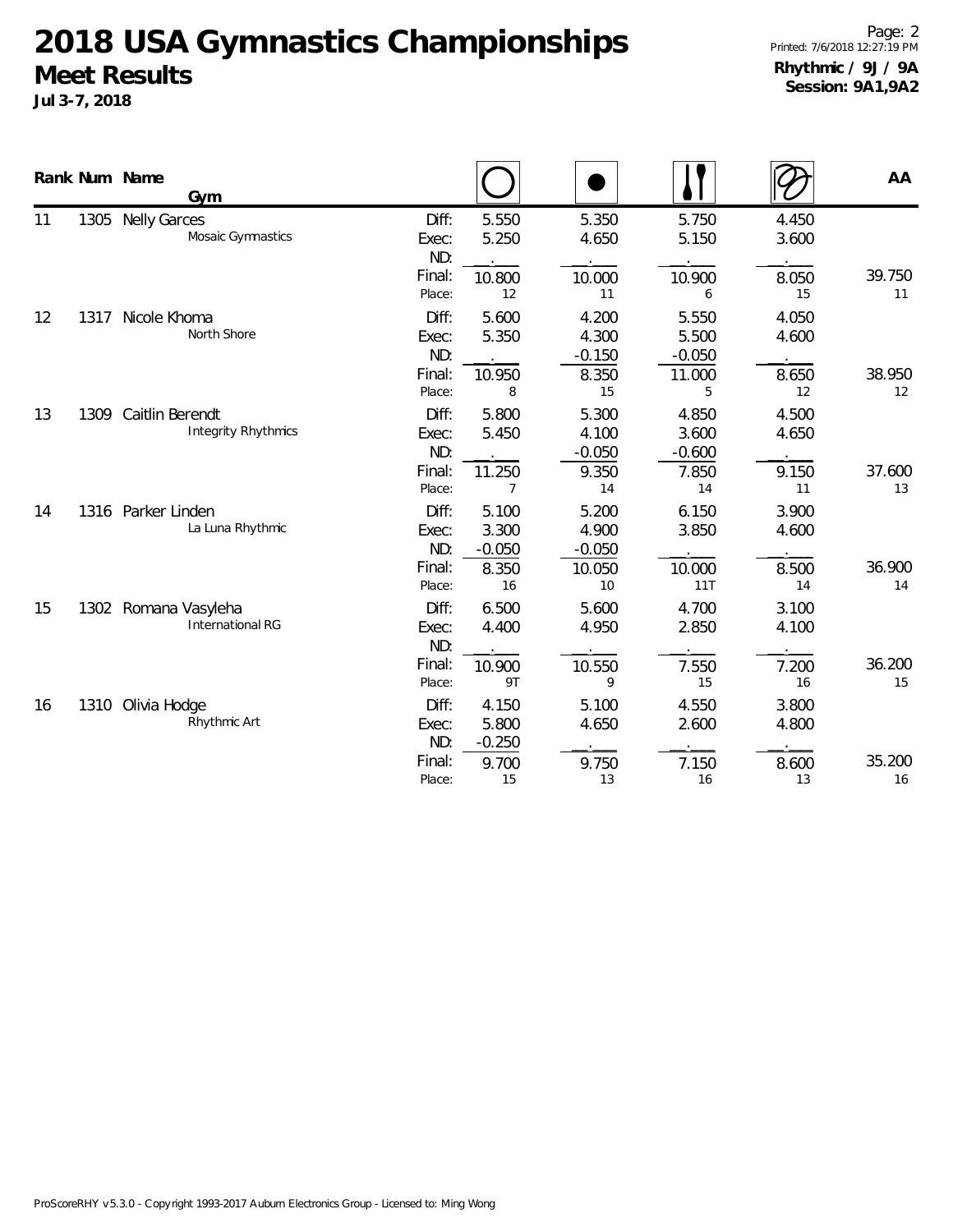# 2018 USA Gymnastics Championships

## Meet Results

**Jul 3-7, 2018**

**Rhythmic / 9J / 9A**
**Session: 9A1,9A2**

| Rank | Num | Name / Gym | | Hoop | Ball | Clubs | Ribbon | AA |
|---|---|---|---|---|---|---|---|---|
| 11 | 1305 | Nelly Garces<br>Mosaic Gymnastics | Diff: | 5.550 | 5.350 | 5.750 | 4.450 | |
| | | | Exec: | 5.250 | 4.650 | 5.150 | 3.600 | |
| | | | ND: | | | | | |
| | | | Final: | 10.800 | 10.000 | 10.900 | 8.050 | 39.750 |
| | | | Place: | 12 | 11 | 6 | 15 | 11 |
| 12 | 1317 | Nicole Khoma<br>North Shore | Diff: | 5.600 | 4.200 | 5.550 | 4.050 | |
| | | | Exec: | 5.350 | 4.300 | 5.500 | 4.600 | |
| | | | ND: | | -0.150 | -0.050 | | |
| | | | Final: | 10.950 | 8.350 | 11.000 | 8.650 | 38.950 |
| | | | Place: | 8 | 15 | 5 | 12 | 12 |
| 13 | 1309 | Caitlin Berendt<br>Integrity Rhythmics | Diff: | 5.800 | 5.300 | 4.850 | 4.500 | |
| | | | Exec: | 5.450 | 4.100 | 3.600 | 4.650 | |
| | | | ND: | | -0.050 | -0.600 | | |
| | | | Final: | 11.250 | 9.350 | 7.850 | 9.150 | 37.600 |
| | | | Place: | 7 | 14 | 14 | 11 | 13 |
| 14 | 1316 | Parker Linden<br>La Luna Rhythmic | Diff: | 5.100 | 5.200 | 6.150 | 3.900 | |
| | | | Exec: | 3.300 | 4.900 | 3.850 | 4.600 | |
| | | | ND: | -0.050 | -0.050 | | | |
| | | | Final: | 8.350 | 10.050 | 10.000 | 8.500 | 36.900 |
| | | | Place: | 16 | 10 | 11T | 14 | 14 |
| 15 | 1302 | Romana Vasyleha<br>International RG | Diff: | 6.500 | 5.600 | 4.700 | 3.100 | |
| | | | Exec: | 4.400 | 4.950 | 2.850 | 4.100 | |
| | | | ND: | | | | | |
| | | | Final: | 10.900 | 10.550 | 7.550 | 7.200 | 36.200 |
| | | | Place: | 9T | 9 | 15 | 16 | 15 |
| 16 | 1310 | Olivia Hodge<br>Rhythmic Art | Diff: | 4.150 | 5.100 | 4.550 | 3.800 | |
| | | | Exec: | 5.800 | 4.650 | 2.600 | 4.800 | |
| | | | ND: | -0.250 | | | | |
| | | | Final: | 9.700 | 9.750 | 7.150 | 8.600 | 35.200 |
| | | | Place: | 15 | 13 | 16 | 13 | 16 |

ProScoreRHY v5.3.0 - Copyright 1993-2017 Auburn Electronics Group - Licensed to: Ming Wong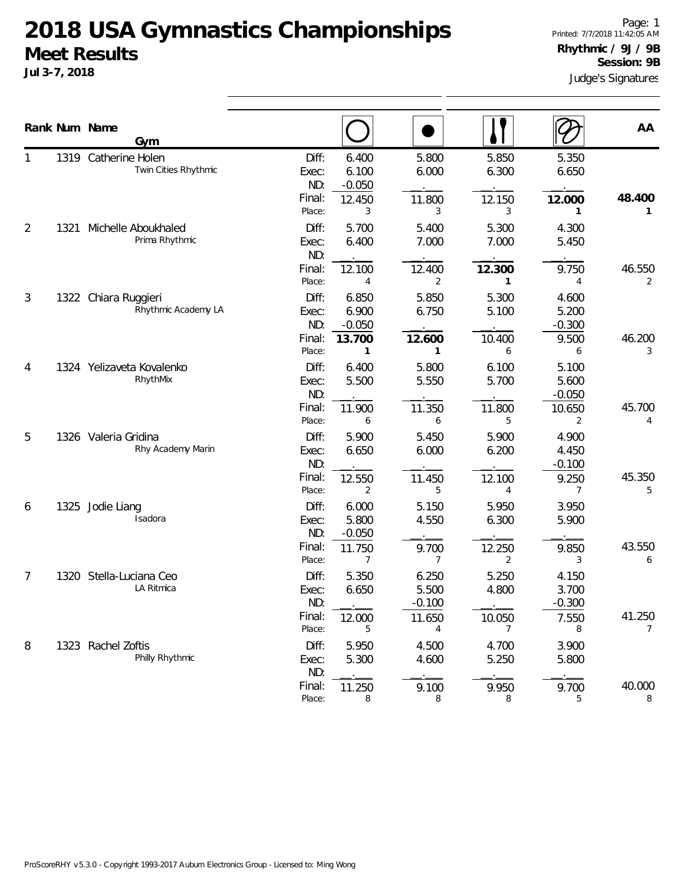# 2018 USA Gymnastics Championships

## Meet Results

**Jul 3-7, 2018**

Page: 1
Printed: 7/7/2018 11:42:05 AM

**Rhythmic / 9J / 9B**
**Session: 9B**

Judge's Signatures

| Rank | Num | Name / Gym | | Hoop | Ball | Clubs | Ribbon | AA |
|---|---|---|---|---|---|---|---|---|
| 1 | 1319 | Catherine Holen | Diff: | 6.400 | 5.800 | 5.850 | 5.350 | |
| | | Twin Cities Rhythmic | Exec: | 6.100 | 6.000 | 6.300 | 6.650 | |
| | | | ND: | -0.050 | | | | |
| | | | Final: | 12.450 | 11.800 | 12.150 | **12.000** | **48.400** |
| | | | Place: | 3 | 3 | 3 | **1** | **1** |
| 2 | 1321 | Michelle Aboukhaled | Diff: | 5.700 | 5.400 | 5.300 | 4.300 | |
| | | Prima Rhythmic | Exec: | 6.400 | 7.000 | 7.000 | 5.450 | |
| | | | ND: | | | | | |
| | | | Final: | 12.100 | 12.400 | **12.300** | 9.750 | 46.550 |
| | | | Place: | 4 | 2 | **1** | 4 | 2 |
| 3 | 1322 | Chiara Ruggieri | Diff: | 6.850 | 5.850 | 5.300 | 4.600 | |
| | | Rhythmic Academy LA | Exec: | 6.900 | 6.750 | 5.100 | 5.200 | |
| | | | ND: | -0.050 | | | -0.300 | |
| | | | Final: | **13.700** | **12.600** | 10.400 | 9.500 | 46.200 |
| | | | Place: | **1** | **1** | 6 | 6 | 3 |
| 4 | 1324 | Yelizaveta Kovalenko | Diff: | 6.400 | 5.800 | 6.100 | 5.100 | |
| | | RhythMix | Exec: | 5.500 | 5.550 | 5.700 | 5.600 | |
| | | | ND: | | | | -0.050 | |
| | | | Final: | 11.900 | 11.350 | 11.800 | 10.650 | 45.700 |
| | | | Place: | 6 | 6 | 5 | 2 | 4 |
| 5 | 1326 | Valeria Gridina | Diff: | 5.900 | 5.450 | 5.900 | 4.900 | |
| | | Rhy Academy Marin | Exec: | 6.650 | 6.000 | 6.200 | 4.450 | |
| | | | ND: | | | | -0.100 | |
| | | | Final: | 12.550 | 11.450 | 12.100 | 9.250 | 45.350 |
| | | | Place: | 2 | 5 | 4 | 7 | 5 |
| 6 | 1325 | Jodie Liang | Diff: | 6.000 | 5.150 | 5.950 | 3.950 | |
| | | Isadora | Exec: | 5.800 | 4.550 | 6.300 | 5.900 | |
| | | | ND: | -0.050 | | | | |
| | | | Final: | 11.750 | 9.700 | 12.250 | 9.850 | 43.550 |
| | | | Place: | 7 | 7 | 2 | 3 | 6 |
| 7 | 1320 | Stella-Luciana Ceo | Diff: | 5.350 | 6.250 | 5.250 | 4.150 | |
| | | LA Ritmica | Exec: | 6.650 | 5.500 | 4.800 | 3.700 | |
| | | | ND: | | -0.100 | | -0.300 | |
| | | | Final: | 12.000 | 11.650 | 10.050 | 7.550 | 41.250 |
| | | | Place: | 5 | 4 | 7 | 8 | 7 |
| 8 | 1323 | Rachel Zoftis | Diff: | 5.950 | 4.500 | 4.700 | 3.900 | |
| | | Philly Rhythmic | Exec: | 5.300 | 4.600 | 5.250 | 5.800 | |
| | | | ND: | | | | | |
| | | | Final: | 11.250 | 9.100 | 9.950 | 9.700 | 40.000 |
| | | | Place: | 8 | 8 | 8 | 5 | 8 |

ProScoreRHY v5.3.0 - Copyright 1993-2017 Auburn Electronics Group - Licensed to: Ming Wong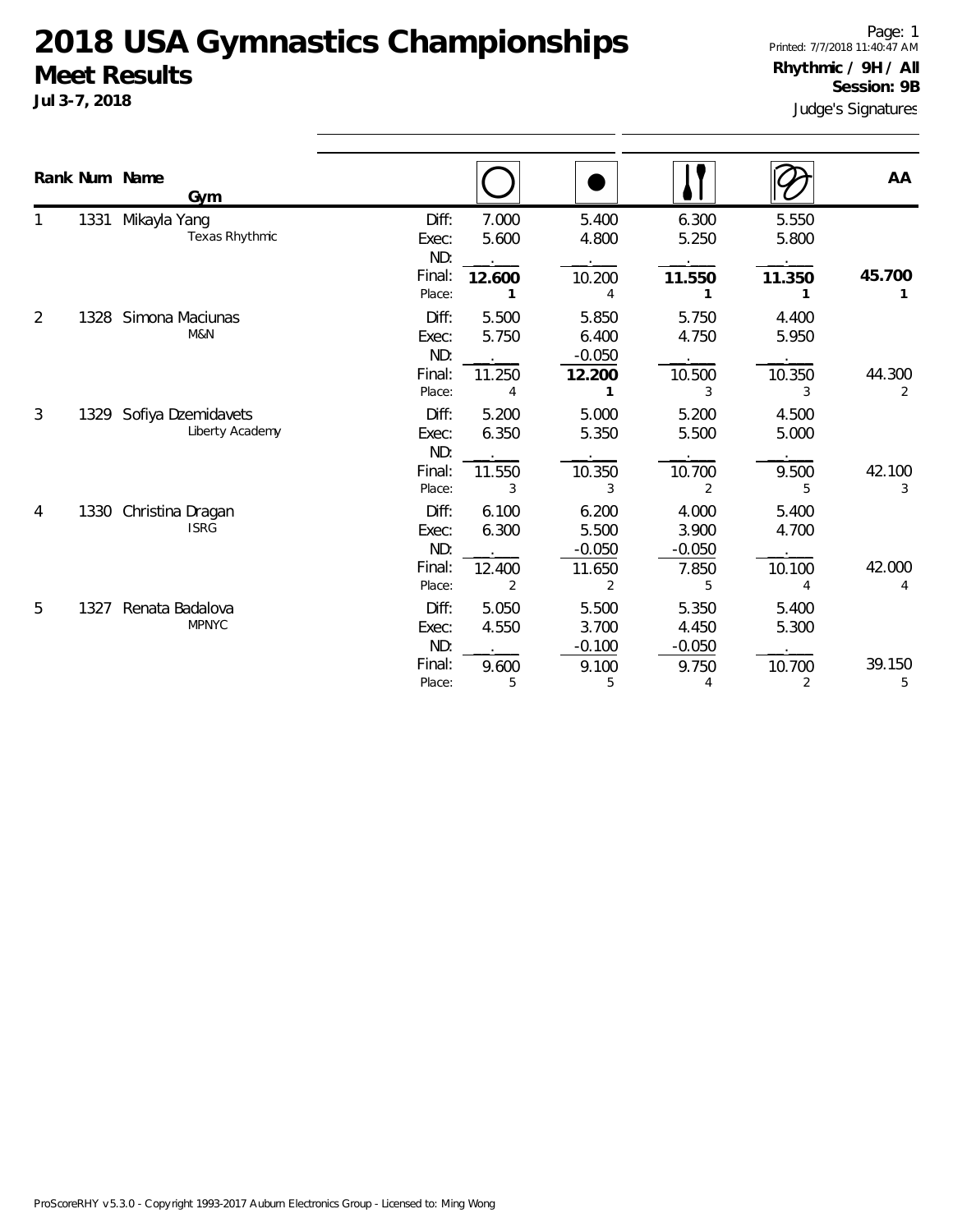# 2018 USA Gymnastics Championships

## Meet Results

**Jul 3-7, 2018**

Page: 1
Printed: 7/7/2018 11:40:47 AM

**Rhythmic / 9H / All**
**Session: 9B**
Judge's Signatures

| Rank | Num | Name / Gym | | Hoop | Ball | Clubs | Ribbon | AA |
|---|---|---|---|---|---|---|---|---|
| 1 | 1331 | Mikayla Yang | Diff: | 7.000 | 5.400 | 6.300 | 5.550 | |
| | | Texas Rhythmic | Exec: | 5.600 | 4.800 | 5.250 | 5.800 | |
| | | | ND: | __.___ | __.___ | __.___ | __.___ | |
| | | | Final: | **12.600** | 10.200 | **11.550** | **11.350** | **45.700** |
| | | | Place: | **1** | 4 | **1** | **1** | **1** |
| 2 | 1328 | Simona Maciunas | Diff: | 5.500 | 5.850 | 5.750 | 4.400 | |
| | | M&N | Exec: | 5.750 | 6.400 | 4.750 | 5.950 | |
| | | | ND: | __.___ | -0.050 | __.___ | __.___ | |
| | | | Final: | 11.250 | **12.200** | 10.500 | 10.350 | 44.300 |
| | | | Place: | 4 | **1** | 3 | 3 | 2 |
| 3 | 1329 | Sofiya Dzemidavets | Diff: | 5.200 | 5.000 | 5.200 | 4.500 | |
| | | Liberty Academy | Exec: | 6.350 | 5.350 | 5.500 | 5.000 | |
| | | | ND: | __.___ | __.___ | __.___ | __.___ | |
| | | | Final: | 11.550 | 10.350 | 10.700 | 9.500 | 42.100 |
| | | | Place: | 3 | 3 | 2 | 5 | 3 |
| 4 | 1330 | Christina Dragan | Diff: | 6.100 | 6.200 | 4.000 | 5.400 | |
| | | ISRG | Exec: | 6.300 | 5.500 | 3.900 | 4.700 | |
| | | | ND: | __.___ | -0.050 | -0.050 | __.___ | |
| | | | Final: | 12.400 | 11.650 | 7.850 | 10.100 | 42.000 |
| | | | Place: | 2 | 2 | 5 | 4 | 4 |
| 5 | 1327 | Renata Badalova | Diff: | 5.050 | 5.500 | 5.350 | 5.400 | |
| | | MPNYC | Exec: | 4.550 | 3.700 | 4.450 | 5.300 | |
| | | | ND: | __.___ | -0.100 | -0.050 | __.___ | |
| | | | Final: | 9.600 | 9.100 | 9.750 | 10.700 | 39.150 |
| | | | Place: | 5 | 5 | 4 | 2 | 5 |

ProScoreRHY v5.3.0 - Copyright 1993-2017 Auburn Electronics Group - Licensed to: Ming Wong